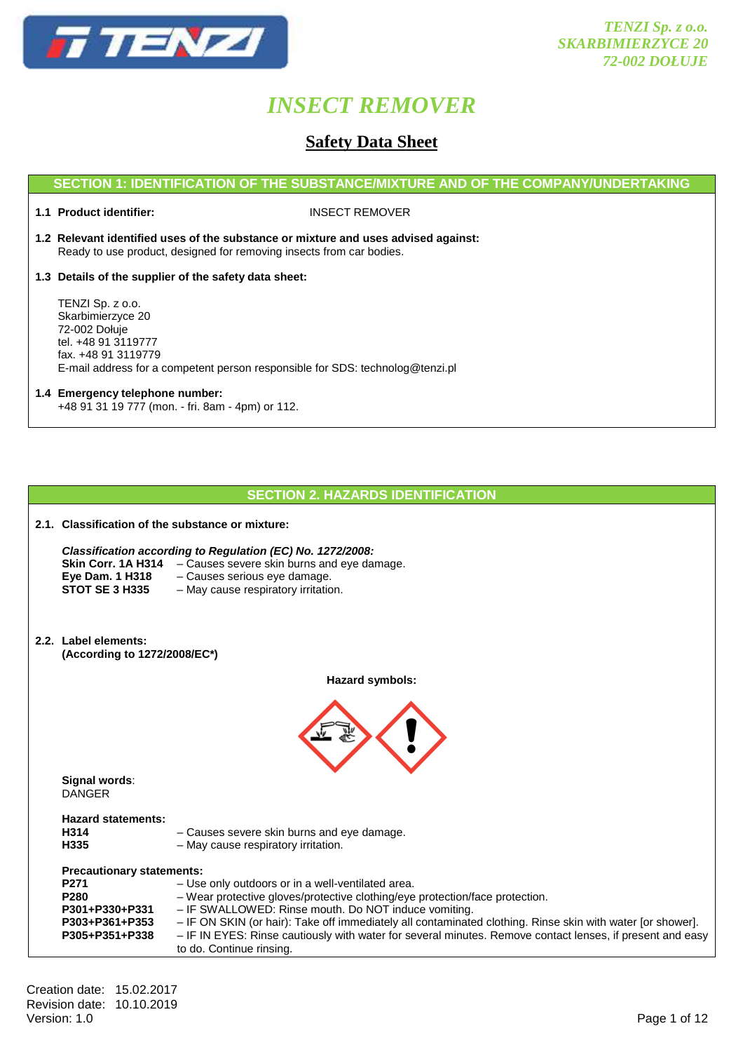TENZI Sp. z o.o.
SKARBIMIERZYCE 20
72-002 DOŁUJE

# INSECT REMOVER

## Safety Data Sheet

### SECTION 1: IDENTIFICATION OF THE SUBSTANCE/MIXTURE AND OF THE COMPANY/UNDERTAKING

**1.1 Product identifier:** INSECT REMOVER

**1.2 Relevant identified uses of the substance or mixture and uses advised against:**
Ready to use product, designed for removing insects from car bodies.

**1.3 Details of the supplier of the safety data sheet:**

TENZI Sp. z o.o.
Skarbimierzyce 20
72-002 Dołuje
tel. +48 91 3119777
fax. +48 91 3119779
E-mail address for a competent person responsible for SDS: technolog@tenzi.pl

**1.4 Emergency telephone number:**
+48 91 31 19 777 (mon. - fri. 8am - 4pm) or 112.

### SECTION 2. HAZARDS IDENTIFICATION

**2.1. Classification of the substance or mixture:**

***Classification according to Regulation (EC) No. 1272/2008:***

**Skin Corr. 1A H314** – Causes severe skin burns and eye damage.
**Eye Dam. 1 H318** – Causes serious eye damage.
**STOT SE 3 H335** – May cause respiratory irritation.

**2.2. Label elements:**
**(According to 1272/2008/EC*)**

**Hazard symbols:**

**Signal words**:
DANGER

**Hazard statements:**

**H314** – Causes severe skin burns and eye damage.
**H335** – May cause respiratory irritation.

**Precautionary statements:**

**P271** – Use only outdoors or in a well-ventilated area.
**P280** – Wear protective gloves/protective clothing/eye protection/face protection.
**P301+P330+P331** – IF SWALLOWED: Rinse mouth. Do NOT induce vomiting.
**P303+P361+P353** – IF ON SKIN (or hair): Take off immediately all contaminated clothing. Rinse skin with water [or shower].
**P305+P351+P338** – IF IN EYES: Rinse cautiously with water for several minutes. Remove contact lenses, if present and easy to do. Continue rinsing.

Creation date: 15.02.2017
Revision date: 10.10.2019
Version: 1.0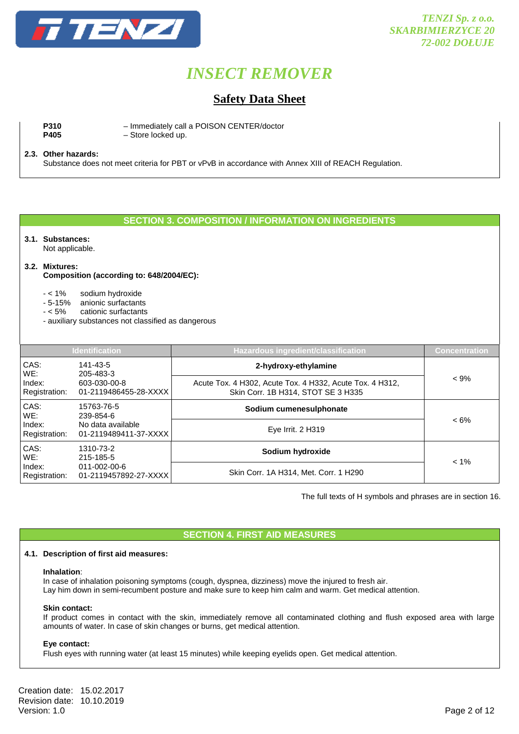**P310** – Immediately call a POISON CENTER/doctor
**P405** – Store locked up.

**2.3. Other hazards:**
Substance does not meet criteria for PBT or vPvB in accordance with Annex XIII of REACH Regulation.

## SECTION 3. COMPOSITION / INFORMATION ON INGREDIENTS

**3.1. Substances:**
Not applicable.

**3.2. Mixtures:**
**Composition (according to: 648/2004/EC):**

- < 1% sodium hydroxide
- 5-15% anionic surfactants
- < 5% cationic surfactants
- auxiliary substances not classified as dangerous

| Identification | | Hazardous ingredient/classification | Concentration |
|---|---|---|---|
| CAS:<br>WE:<br>Index:<br>Registration: | 141-43-5<br>205-483-3<br>603-030-00-8<br>01-2119486455-28-XXXX | **2-hydroxy-ethylamine**<br>Acute Tox. 4 H302, Acute Tox. 4 H332, Acute Tox. 4 H312, Skin Corr. 1B H314, STOT SE 3 H335 | < 9% |
| CAS:<br>WE:<br>Index:<br>Registration: | 15763-76-5<br>239-854-6<br>No data available<br>01-2119489411-37-XXXX | **Sodium cumenesulphonate**<br>Eye Irrit. 2 H319 | < 6% |
| CAS:<br>WE:<br>Index:<br>Registration: | 1310-73-2<br>215-185-5<br>011-002-00-6<br>01-2119457892-27-XXXX | **Sodium hydroxide**<br>Skin Corr. 1A H314, Met. Corr. 1 H290 | < 1% |

The full texts of H symbols and phrases are in section 16.

## SECTION 4. FIRST AID MEASURES

**4.1. Description of first aid measures:**

**Inhalation**:
In case of inhalation poisoning symptoms (cough, dyspnea, dizziness) move the injured to fresh air.
Lay him down in semi-recumbent posture and make sure to keep him calm and warm. Get medical attention.

**Skin contact:**
If product comes in contact with the skin, immediately remove all contaminated clothing and flush exposed area with large amounts of water. In case of skin changes or burns, get medical attention.

**Eye contact:**
Flush eyes with running water (at least 15 minutes) while keeping eyelids open. Get medical attention.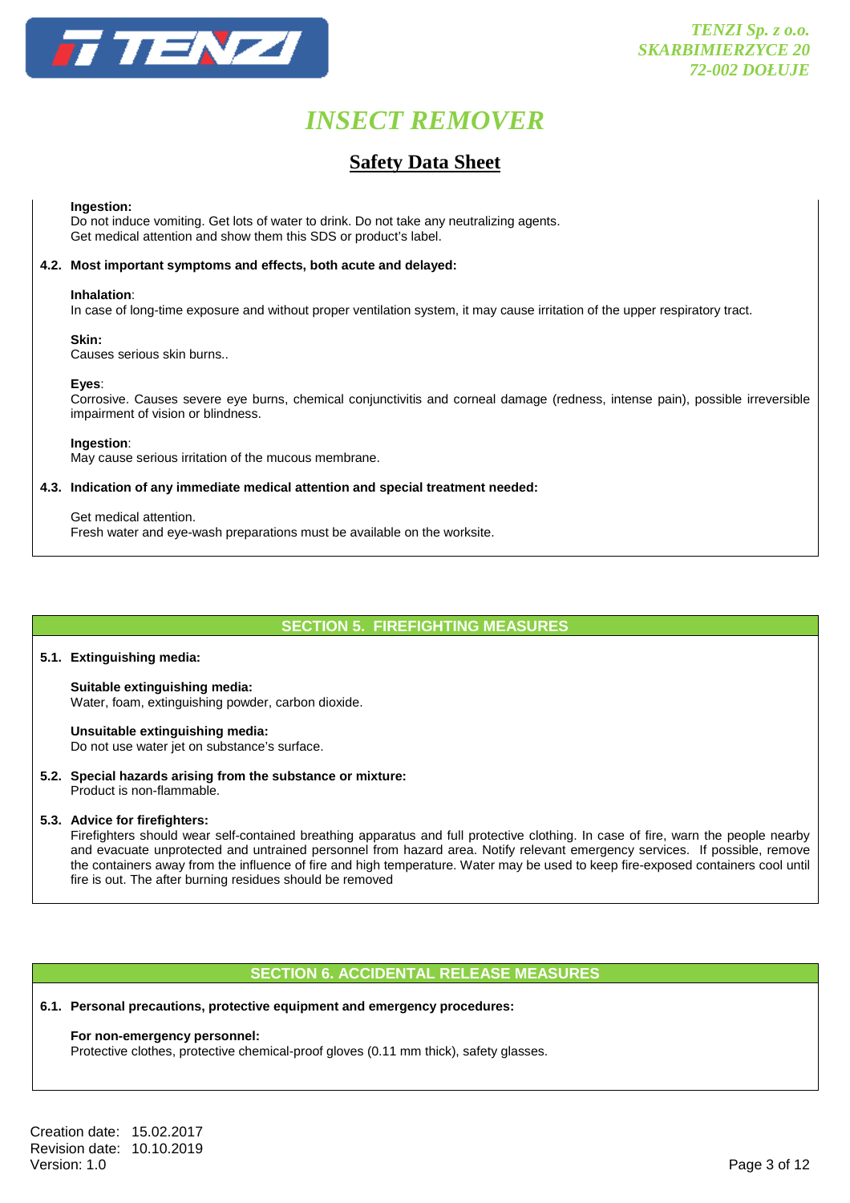**Ingestion:**
Do not induce vomiting. Get lots of water to drink. Do not take any neutralizing agents.
Get medical attention and show them this SDS or product's label.

**4.2. Most important symptoms and effects, both acute and delayed:**

**Inhalation**:
In case of long-time exposure and without proper ventilation system, it may cause irritation of the upper respiratory tract.

**Skin:**
Causes serious skin burns..

**Eyes**:
Corrosive. Causes severe eye burns, chemical conjunctivitis and corneal damage (redness, intense pain), possible irreversible impairment of vision or blindness.

**Ingestion**:
May cause serious irritation of the mucous membrane.

**4.3. Indication of any immediate medical attention and special treatment needed:**

Get medical attention.
Fresh water and eye-wash preparations must be available on the worksite.

## SECTION 5. FIREFIGHTING MEASURES

**5.1. Extinguishing media:**

**Suitable extinguishing media:**
Water, foam, extinguishing powder, carbon dioxide.

**Unsuitable extinguishing media:**
Do not use water jet on substance's surface.

**5.2. Special hazards arising from the substance or mixture:**
Product is non-flammable.

**5.3. Advice for firefighters:**
Firefighters should wear self-contained breathing apparatus and full protective clothing. In case of fire, warn the people nearby and evacuate unprotected and untrained personnel from hazard area. Notify relevant emergency services. If possible, remove the containers away from the influence of fire and high temperature. Water may be used to keep fire-exposed containers cool until fire is out. The after burning residues should be removed

## SECTION 6. ACCIDENTAL RELEASE MEASURES

**6.1. Personal precautions, protective equipment and emergency procedures:**

**For non-emergency personnel:**
Protective clothes, protective chemical-proof gloves (0.11 mm thick), safety glasses.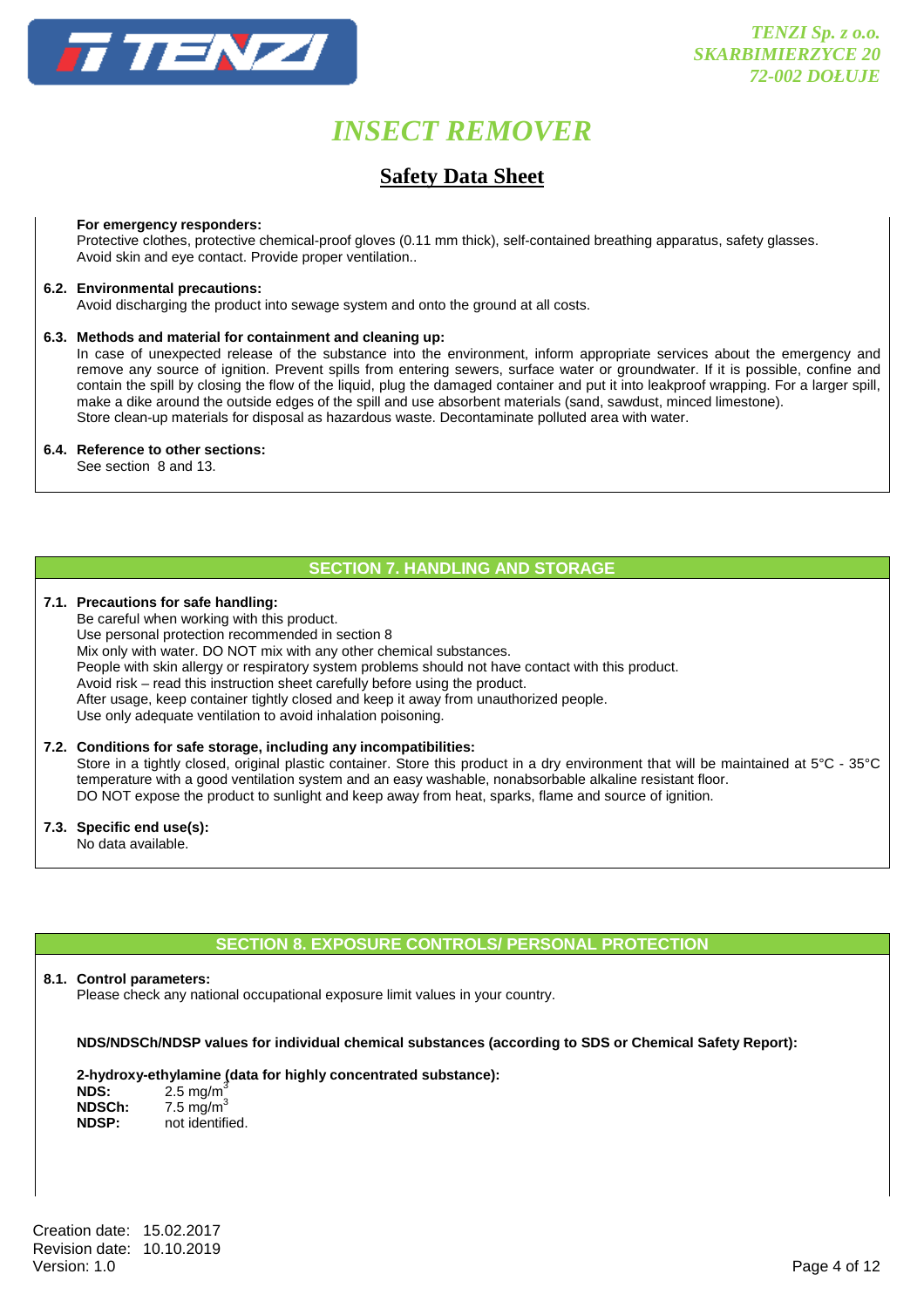**For emergency responders:**
Protective clothes, protective chemical-proof gloves (0.11 mm thick), self-contained breathing apparatus, safety glasses. Avoid skin and eye contact. Provide proper ventilation..

**6.2. Environmental precautions:**
Avoid discharging the product into sewage system and onto the ground at all costs.

**6.3. Methods and material for containment and cleaning up:**
In case of unexpected release of the substance into the environment, inform appropriate services about the emergency and remove any source of ignition. Prevent spills from entering sewers, surface water or groundwater. If it is possible, confine and contain the spill by closing the flow of the liquid, plug the damaged container and put it into leakproof wrapping. For a larger spill, make a dike around the outside edges of the spill and use absorbent materials (sand, sawdust, minced limestone).
Store clean-up materials for disposal as hazardous waste. Decontaminate polluted area with water.

**6.4. Reference to other sections:**
See section 8 and 13.

## SECTION 7. HANDLING AND STORAGE

**7.1. Precautions for safe handling:**
Be careful when working with this product.
Use personal protection recommended in section 8
Mix only with water. DO NOT mix with any other chemical substances.
People with skin allergy or respiratory system problems should not have contact with this product.
Avoid risk – read this instruction sheet carefully before using the product.
After usage, keep container tightly closed and keep it away from unauthorized people.
Use only adequate ventilation to avoid inhalation poisoning.

**7.2. Conditions for safe storage, including any incompatibilities:**
Store in a tightly closed, original plastic container. Store this product in a dry environment that will be maintained at 5°C - 35°C temperature with a good ventilation system and an easy washable, nonabsorbable alkaline resistant floor.
DO NOT expose the product to sunlight and keep away from heat, sparks, flame and source of ignition.

**7.3. Specific end use(s):**
No data available.

## SECTION 8. EXPOSURE CONTROLS/ PERSONAL PROTECTION

**8.1. Control parameters:**
Please check any national occupational exposure limit values in your country.

**NDS/NDSCh/NDSP values for individual chemical substances (according to SDS or Chemical Safety Report):**

**2-hydroxy-ethylamine (data for highly concentrated substance):**
**NDS:** 2.5 mg/$m^3$
**NDSCh:** 7.5 mg/$m^3$
**NDSP:** not identified.

Creation date: 15.02.2017
Revision date: 10.10.2019
Version: 1.0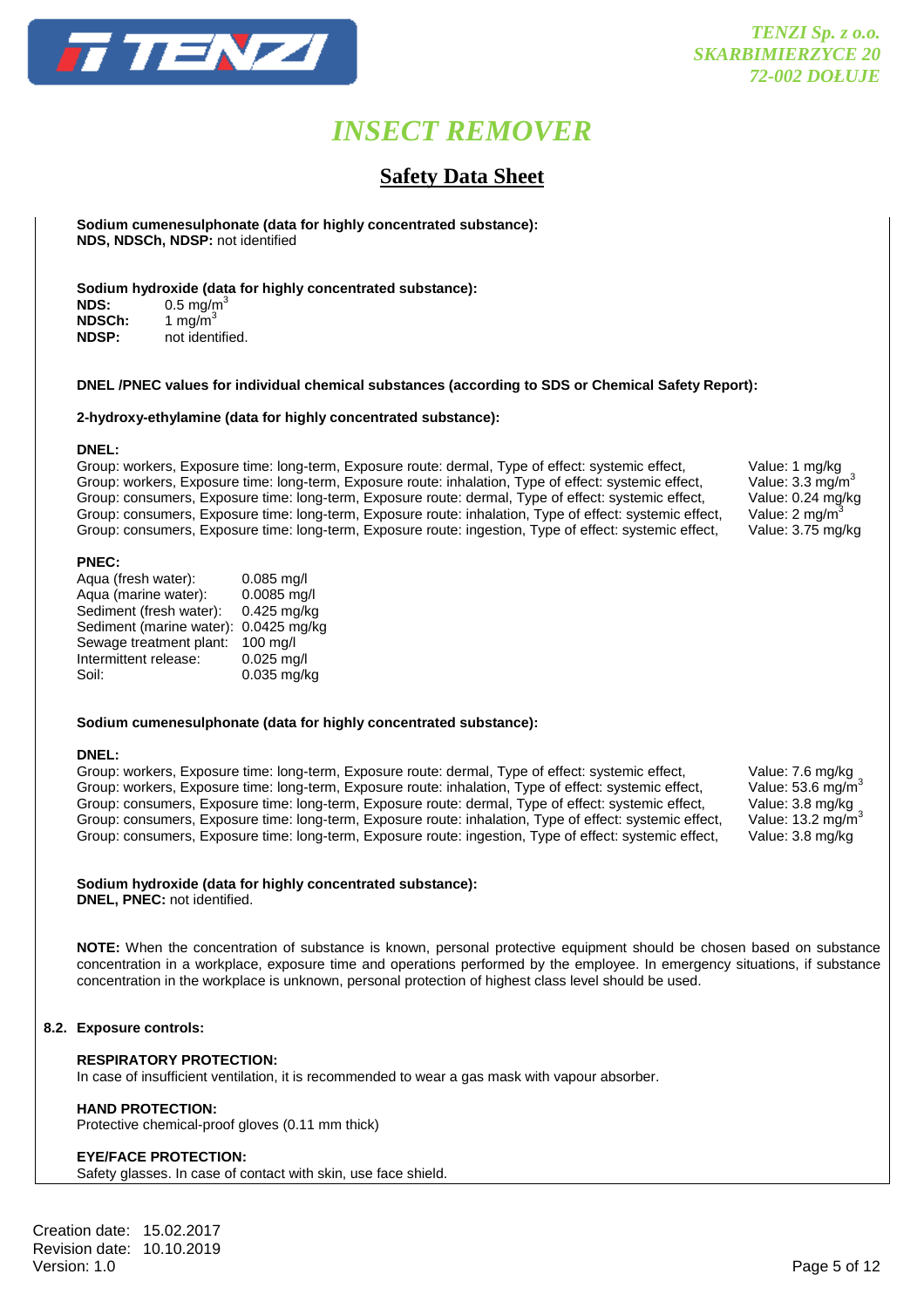**Sodium cumenesulphonate (data for highly concentrated substance):**
**NDS, NDSCh, NDSP:** not identified

**Sodium hydroxide (data for highly concentrated substance):**

| | |
|---|---|
| **NDS:** | 0.5 mg/m$^3$ |
| **NDSCh:** | 1 mg/m$^3$ |
| **NDSP:** | not identified. |

**DNEL /PNEC values for individual chemical substances (according to SDS or Chemical Safety Report):**

**2-hydroxy-ethylamine (data for highly concentrated substance):**

**DNEL:**

| | |
|---|---|
| Group: workers, Exposure time: long-term, Exposure route: dermal, Type of effect: systemic effect, | Value: 1 mg/kg |
| Group: workers, Exposure time: long-term, Exposure route: inhalation, Type of effect: systemic effect, | Value: 3.3 mg/m$^3$ |
| Group: consumers, Exposure time: long-term, Exposure route: dermal, Type of effect: systemic effect, | Value: 0.24 mg/kg |
| Group: consumers, Exposure time: long-term, Exposure route: inhalation, Type of effect: systemic effect, | Value: 2 mg/m$^3$ |
| Group: consumers, Exposure time: long-term, Exposure route: ingestion, Type of effect: systemic effect, | Value: 3.75 mg/kg |

**PNEC:**

| | |
|---|---|
| Aqua (fresh water): | 0.085 mg/l |
| Aqua (marine water): | 0.0085 mg/l |
| Sediment (fresh water): | 0.425 mg/kg |
| Sediment (marine water): | 0.0425 mg/kg |
| Sewage treatment plant: | 100 mg/l |
| Intermittent release: | 0.025 mg/l |
| Soil: | 0.035 mg/kg |

**Sodium cumenesulphonate (data for highly concentrated substance):**

**DNEL:**

| | |
|---|---|
| Group: workers, Exposure time: long-term, Exposure route: dermal, Type of effect: systemic effect, | Value: 7.6 mg/kg |
| Group: workers, Exposure time: long-term, Exposure route: inhalation, Type of effect: systemic effect, | Value: 53.6 mg/m$^3$ |
| Group: consumers, Exposure time: long-term, Exposure route: dermal, Type of effect: systemic effect, | Value: 3.8 mg/kg |
| Group: consumers, Exposure time: long-term, Exposure route: inhalation, Type of effect: systemic effect, | Value: 13.2 mg/m$^3$ |
| Group: consumers, Exposure time: long-term, Exposure route: ingestion, Type of effect: systemic effect, | Value: 3.8 mg/kg |

**Sodium hydroxide (data for highly concentrated substance):**
**DNEL, PNEC:** not identified.

**NOTE:** When the concentration of substance is known, personal protective equipment should be chosen based on substance concentration in a workplace, exposure time and operations performed by the employee. In emergency situations, if substance concentration in the workplace is unknown, personal protection of highest class level should be used.

**8.2. Exposure controls:**

**RESPIRATORY PROTECTION:**
In case of insufficient ventilation, it is recommended to wear a gas mask with vapour absorber.

**HAND PROTECTION:**
Protective chemical-proof gloves (0.11 mm thick)

**EYE/FACE PROTECTION:**
Safety glasses. In case of contact with skin, use face shield.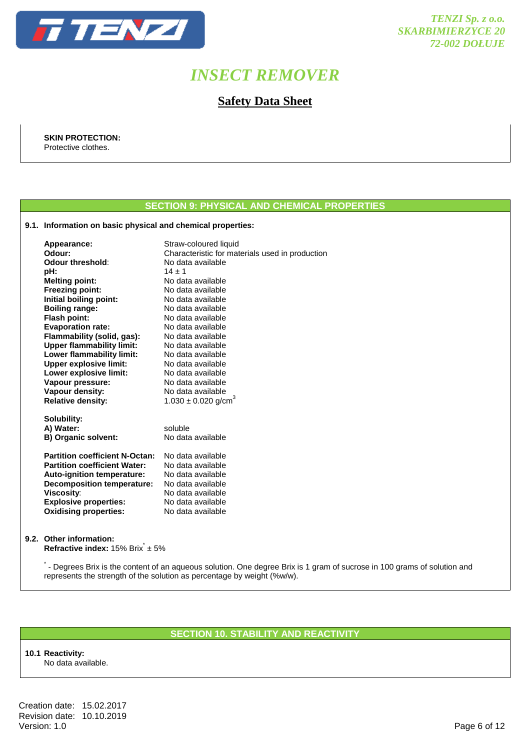**SKIN PROTECTION:**
Protective clothes.

## SECTION 9: PHYSICAL AND CHEMICAL PROPERTIES

**9.1. Information on basic physical and chemical properties:**

| | |
|---|---|
| **Appearance:** | Straw-coloured liquid |
| **Odour:** | Characteristic for materials used in production |
| **Odour threshold:** | No data available |
| **pH:** | 14 ± 1 |
| **Melting point:** | No data available |
| **Freezing point:** | No data available |
| **Initial boiling point:** | No data available |
| **Boiling range:** | No data available |
| **Flash point:** | No data available |
| **Evaporation rate:** | No data available |
| **Flammability (solid, gas):** | No data available |
| **Upper flammability limit:** | No data available |
| **Lower flammability limit:** | No data available |
| **Upper explosive limit:** | No data available |
| **Lower explosive limit:** | No data available |
| **Vapour pressure:** | No data available |
| **Vapour density:** | No data available |
| **Relative density:** | 1.030 ± 0.020 g/cm$^3$ |

**Solubility:**

| | |
|---|---|
| **A) Water:** | soluble |
| **B) Organic solvent:** | No data available |

| | |
|---|---|
| **Partition coefficient N-Octan:** | No data available |
| **Partition coefficient Water:** | No data available |
| **Auto-ignition temperature:** | No data available |
| **Decomposition temperature:** | No data available |
| **Viscosity:** | No data available |
| **Explosive properties:** | No data available |
| **Oxidising properties:** | No data available |

**9.2. Other information:**
**Refractive index:** 15% Brix* ± 5%

* - Degrees Brix is the content of an aqueous solution. One degree Brix is 1 gram of sucrose in 100 grams of solution and represents the strength of the solution as percentage by weight (%w/w).

## SECTION 10. STABILITY AND REACTIVITY

**10.1 Reactivity:**
No data available.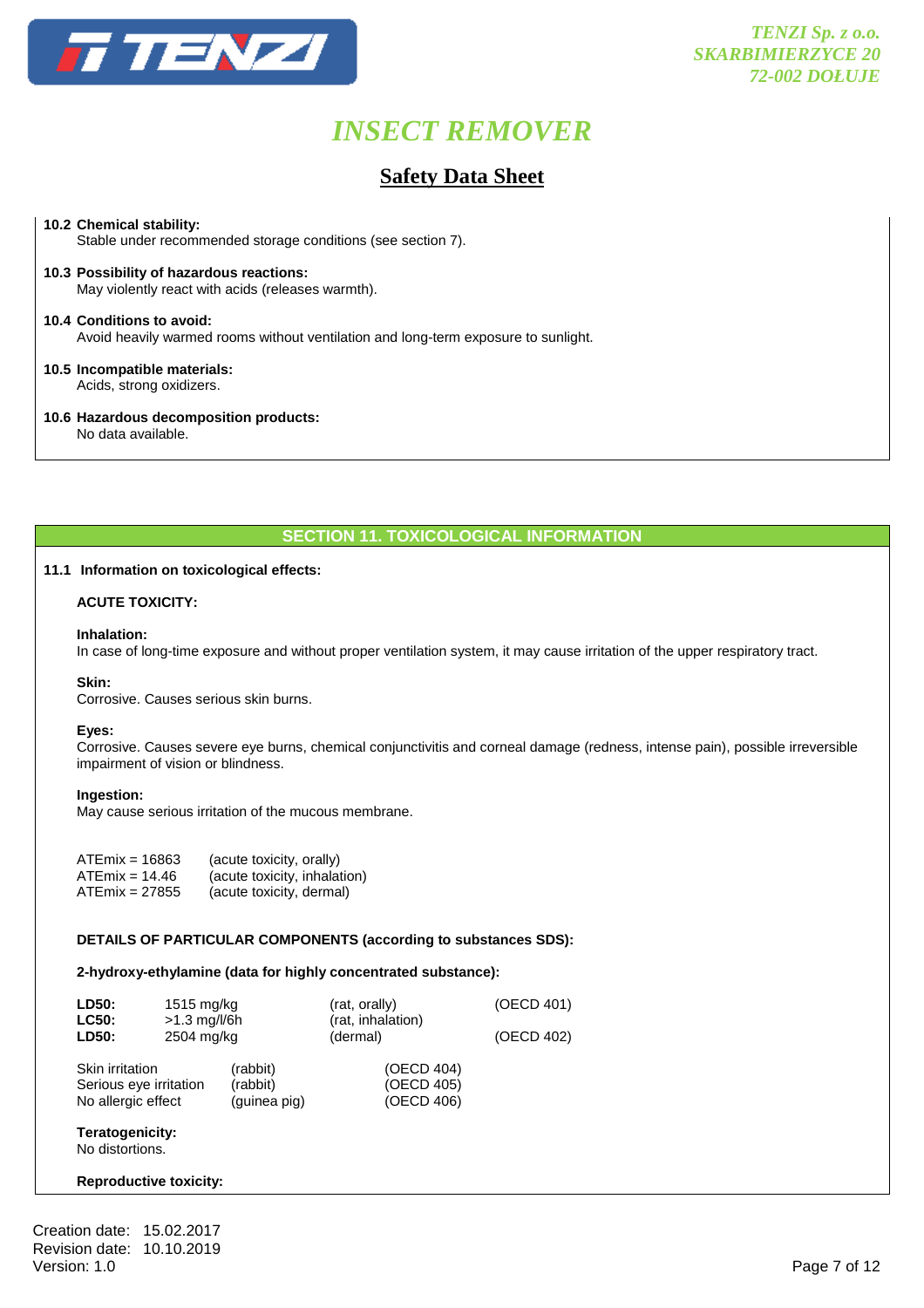**10.2 Chemical stability:**
Stable under recommended storage conditions (see section 7).

**10.3 Possibility of hazardous reactions:**
May violently react with acids (releases warmth).

**10.4 Conditions to avoid:**
Avoid heavily warmed rooms without ventilation and long-term exposure to sunlight.

**10.5 Incompatible materials:**
Acids, strong oxidizers.

**10.6 Hazardous decomposition products:**
No data available.

## SECTION 11. TOXICOLOGICAL INFORMATION

**11.1 Information on toxicological effects:**

**ACUTE TOXICITY:**

**Inhalation:**
In case of long-time exposure and without proper ventilation system, it may cause irritation of the upper respiratory tract.

**Skin:**
Corrosive. Causes serious skin burns.

**Eyes:**
Corrosive. Causes severe eye burns, chemical conjunctivitis and corneal damage (redness, intense pain), possible irreversible impairment of vision or blindness.

**Ingestion:**
May cause serious irritation of the mucous membrane.

| | |
|---|---|
| ATEmix = 16863 | (acute toxicity, orally) |
| ATEmix = 14.46 | (acute toxicity, inhalation) |
| ATEmix = 27855 | (acute toxicity, dermal) |

**DETAILS OF PARTICULAR COMPONENTS (according to substances SDS):**

**2-hydroxy-ethylamine (data for highly concentrated substance):**

| | | | |
|---|---|---|---|
| **LD50:** | 1515 mg/kg | (rat, orally) | (OECD 401) |
| **LC50:** | >1.3 mg/l/6h | (rat, inhalation) | |
| **LD50:** | 2504 mg/kg | (dermal) | (OECD 402) |

| | | |
|---|---|---|
| Skin irritation | (rabbit) | (OECD 404) |
| Serious eye irritation | (rabbit) | (OECD 405) |
| No allergic effect | (guinea pig) | (OECD 406) |

**Teratogenicity:**
No distortions.

**Reproductive toxicity:**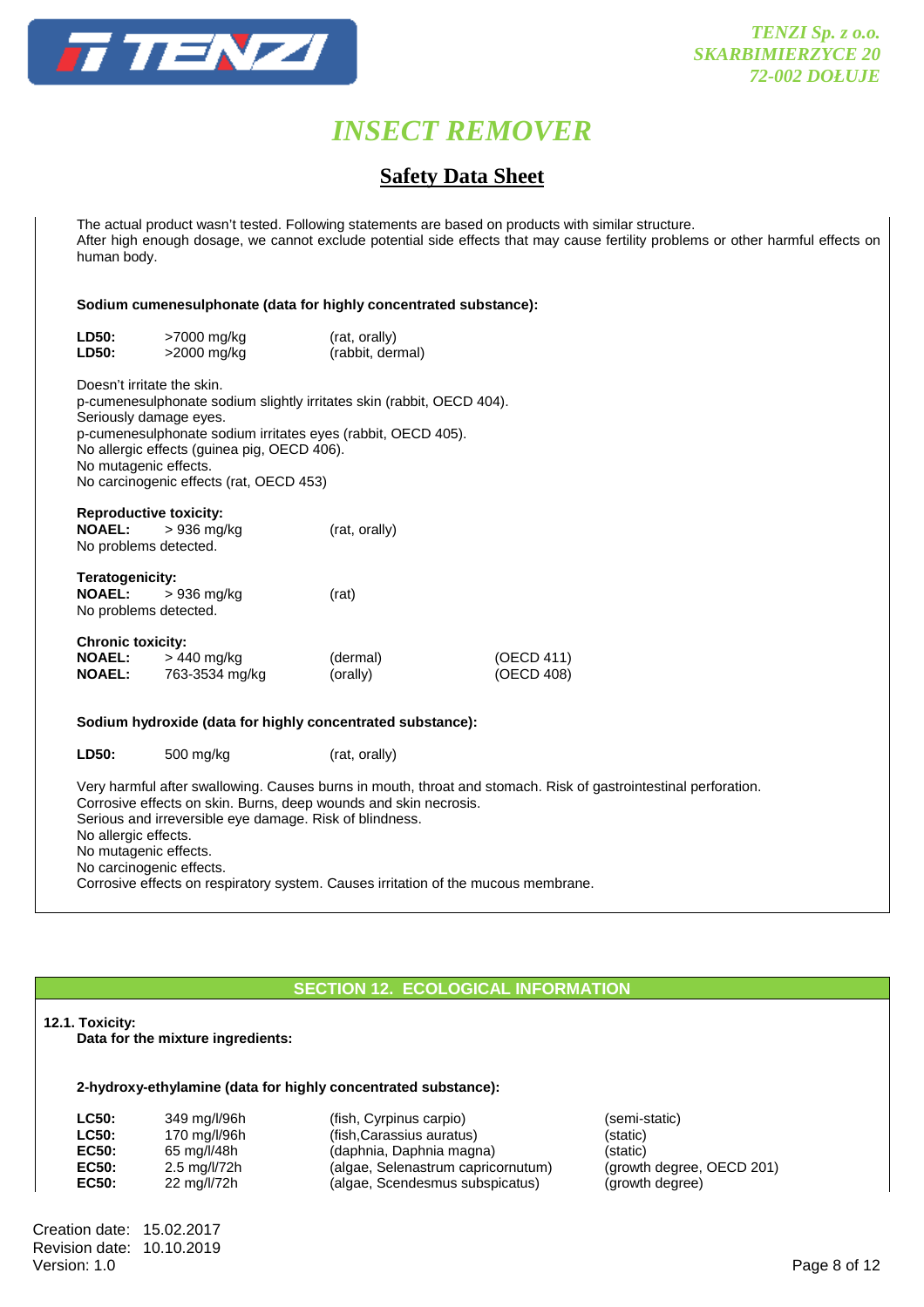The actual product wasn't tested. Following statements are based on products with similar structure.
After high enough dosage, we cannot exclude potential side effects that may cause fertility problems or other harmful effects on human body.

**Sodium cumenesulphonate (data for highly concentrated substance):**

| | | |
|---|---|---|
| **LD50:** | >7000 mg/kg | (rat, orally) |
| **LD50:** | >2000 mg/kg | (rabbit, dermal) |

Doesn't irritate the skin.
p-cumenesulphonate sodium slightly irritates skin (rabbit, OECD 404).
Seriously damage eyes.
p-cumenesulphonate sodium irritates eyes (rabbit, OECD 405).
No allergic effects (guinea pig, OECD 406).
No mutagenic effects.
No carcinogenic effects (rat, OECD 453)

**Reproductive toxicity:**

| | | |
|---|---|---|
| **NOAEL:** | > 936 mg/kg | (rat, orally) |

No problems detected.

**Teratogenicity:**

| | | |
|---|---|---|
| **NOAEL:** | > 936 mg/kg | (rat) |

No problems detected.

**Chronic toxicity:**

| | | | |
|---|---|---|---|
| **NOAEL:** | > 440 mg/kg | (dermal) | (OECD 411) |
| **NOAEL:** | 763-3534 mg/kg | (orally) | (OECD 408) |

**Sodium hydroxide (data for highly concentrated substance):**

| | | |
|---|---|---|
| **LD50:** | 500 mg/kg | (rat, orally) |

Very harmful after swallowing. Causes burns in mouth, throat and stomach. Risk of gastrointestinal perforation.
Corrosive effects on skin. Burns, deep wounds and skin necrosis.
Serious and irreversible eye damage. Risk of blindness.
No allergic effects.
No mutagenic effects.
No carcinogenic effects.
Corrosive effects on respiratory system. Causes irritation of the mucous membrane.

## SECTION 12. ECOLOGICAL INFORMATION

**12.1. Toxicity:**

**Data for the mixture ingredients:**

**2-hydroxy-ethylamine (data for highly concentrated substance):**

| | | | |
|---|---|---|---|
| **LC50:** | 349 mg/l/96h | (fish, Cyrpinus carpio) | (semi-static) |
| **LC50:** | 170 mg/l/96h | (fish,Carassius auratus) | (static) |
| **EC50:** | 65 mg/l/48h | (daphnia, Daphnia magna) | (static) |
| **EC50:** | 2.5 mg/l/72h | (algae, Selenastrum capricornutum) | (growth degree, OECD 201) |
| **EC50:** | 22 mg/l/72h | (algae, Scendesmus subspicatus) | (growth degree) |

Creation date: 15.02.2017
Revision date: 10.10.2019
Version: 1.0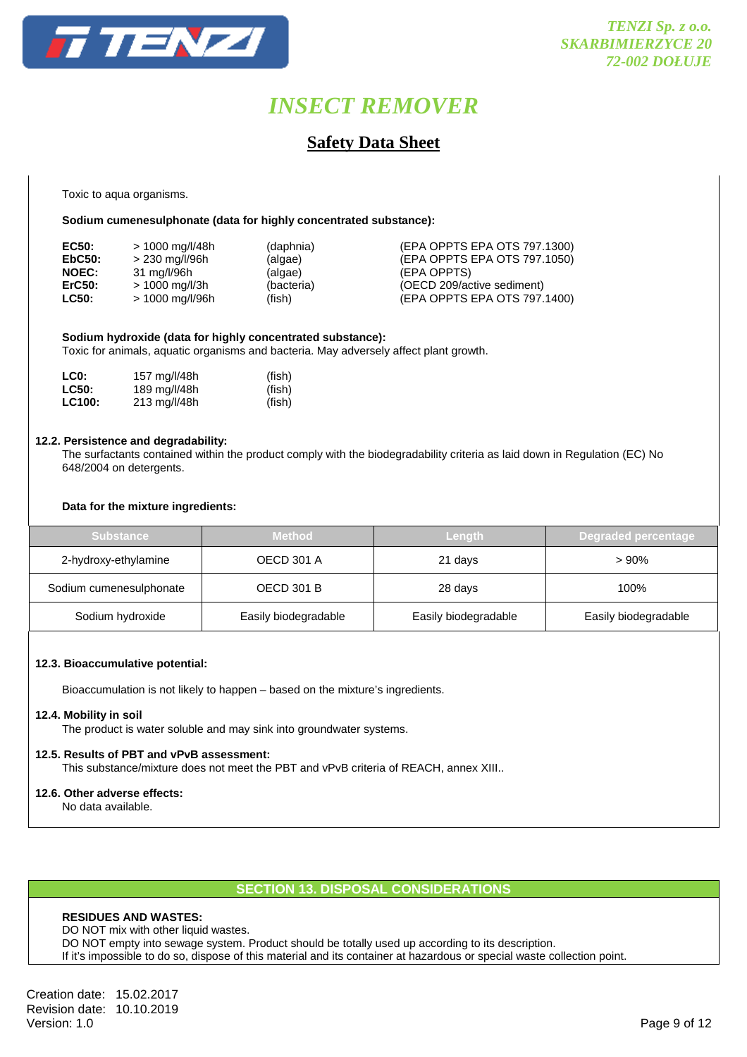Toxic to aqua organisms.

**Sodium cumenesulphonate (data for highly concentrated substance):**

| | | | |
|---|---|---|---|
| **EC50:** | > 1000 mg/l/48h | (daphnia) | (EPA OPPTS EPA OTS 797.1300) |
| **EbC50:** | > 230 mg/l/96h | (algae) | (EPA OPPTS EPA OTS 797.1050) |
| **NOEC:** | 31 mg/l/96h | (algae) | (EPA OPPTS) |
| **ErC50:** | > 1000 mg/l/3h | (bacteria) | (OECD 209/active sediment) |
| **LC50:** | > 1000 mg/l/96h | (fish) | (EPA OPPTS EPA OTS 797.1400) |

**Sodium hydroxide (data for highly concentrated substance):**
Toxic for animals, aquatic organisms and bacteria. May adversely affect plant growth.

| | | |
|---|---|---|
| **LC0:** | 157 mg/l/48h | (fish) |
| **LC50:** | 189 mg/l/48h | (fish) |
| **LC100:** | 213 mg/l/48h | (fish) |

**12.2. Persistence and degradability:**
The surfactants contained within the product comply with the biodegradability criteria as laid down in Regulation (EC) No 648/2004 on detergents.

**Data for the mixture ingredients:**

| Substance | Method | Length | Degraded percentage |
|---|---|---|---|
| 2-hydroxy-ethylamine | OECD 301 A | 21 days | > 90% |
| Sodium cumenesulphonate | OECD 301 B | 28 days | 100% |
| Sodium hydroxide | Easily biodegradable | Easily biodegradable | Easily biodegradable |

**12.3. Bioaccumulative potential:**

Bioaccumulation is not likely to happen – based on the mixture's ingredients.

**12.4. Mobility in soil**
The product is water soluble and may sink into groundwater systems.

**12.5. Results of PBT and vPvB assessment:**
This substance/mixture does not meet the PBT and vPvB criteria of REACH, annex XIII..

**12.6. Other adverse effects:**
No data available.

## SECTION 13. DISPOSAL CONSIDERATIONS

**RESIDUES AND WASTES:**
DO NOT mix with other liquid wastes.
DO NOT empty into sewage system. Product should be totally used up according to its description.
If it's impossible to do so, dispose of this material and its container at hazardous or special waste collection point.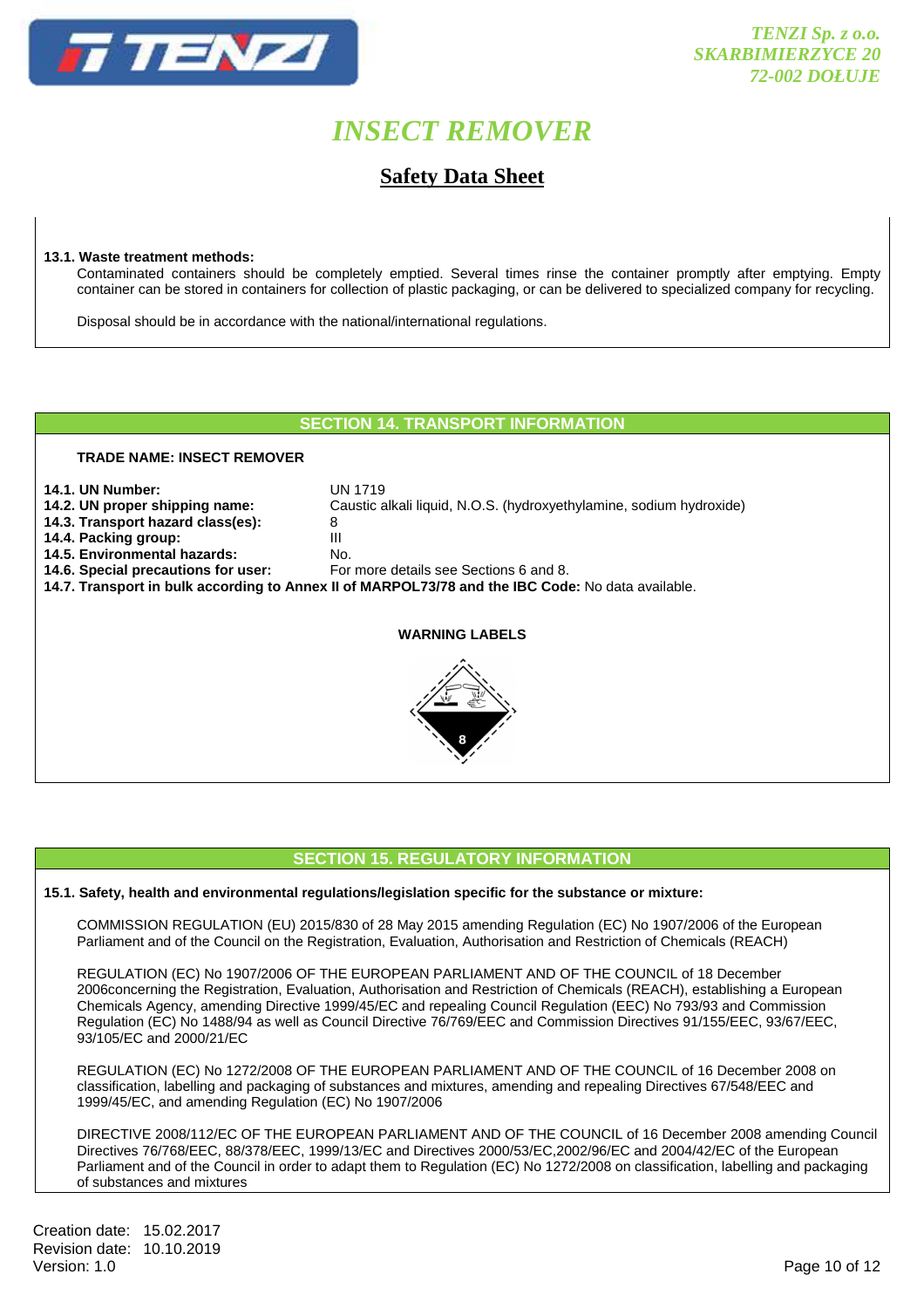**13.1. Waste treatment methods:**

Contaminated containers should be completely emptied. Several times rinse the container promptly after emptying. Empty container can be stored in containers for collection of plastic packaging, or can be delivered to specialized company for recycling.

Disposal should be in accordance with the national/international regulations.

## SECTION 14. TRANSPORT INFORMATION

**TRADE NAME: INSECT REMOVER**

**14.1. UN Number:** UN 1719
**14.2. UN proper shipping name:** Caustic alkali liquid, N.O.S. (hydroxyethylamine, sodium hydroxide)
**14.3. Transport hazard class(es):** 8
**14.4. Packing group:** III
**14.5. Environmental hazards:** No.
**14.6. Special precautions for user:** For more details see Sections 6 and 8.
**14.7. Transport in bulk according to Annex II of MARPOL73/78 and the IBC Code:** No data available.

**WARNING LABELS**

## SECTION 15. REGULATORY INFORMATION

**15.1. Safety, health and environmental regulations/legislation specific for the substance or mixture:**

COMMISSION REGULATION (EU) 2015/830 of 28 May 2015 amending Regulation (EC) No 1907/2006 of the European Parliament and of the Council on the Registration, Evaluation, Authorisation and Restriction of Chemicals (REACH)

REGULATION (EC) No 1907/2006 OF THE EUROPEAN PARLIAMENT AND OF THE COUNCIL of 18 December 2006concerning the Registration, Evaluation, Authorisation and Restriction of Chemicals (REACH), establishing a European Chemicals Agency, amending Directive 1999/45/EC and repealing Council Regulation (EEC) No 793/93 and Commission Regulation (EC) No 1488/94 as well as Council Directive 76/769/EEC and Commission Directives 91/155/EEC, 93/67/EEC, 93/105/EC and 2000/21/EC

REGULATION (EC) No 1272/2008 OF THE EUROPEAN PARLIAMENT AND OF THE COUNCIL of 16 December 2008 on classification, labelling and packaging of substances and mixtures, amending and repealing Directives 67/548/EEC and 1999/45/EC, and amending Regulation (EC) No 1907/2006

DIRECTIVE 2008/112/EC OF THE EUROPEAN PARLIAMENT AND OF THE COUNCIL of 16 December 2008 amending Council Directives 76/768/EEC, 88/378/EEC, 1999/13/EC and Directives 2000/53/EC,2002/96/EC and 2004/42/EC of the European Parliament and of the Council in order to adapt them to Regulation (EC) No 1272/2008 on classification, labelling and packaging of substances and mixtures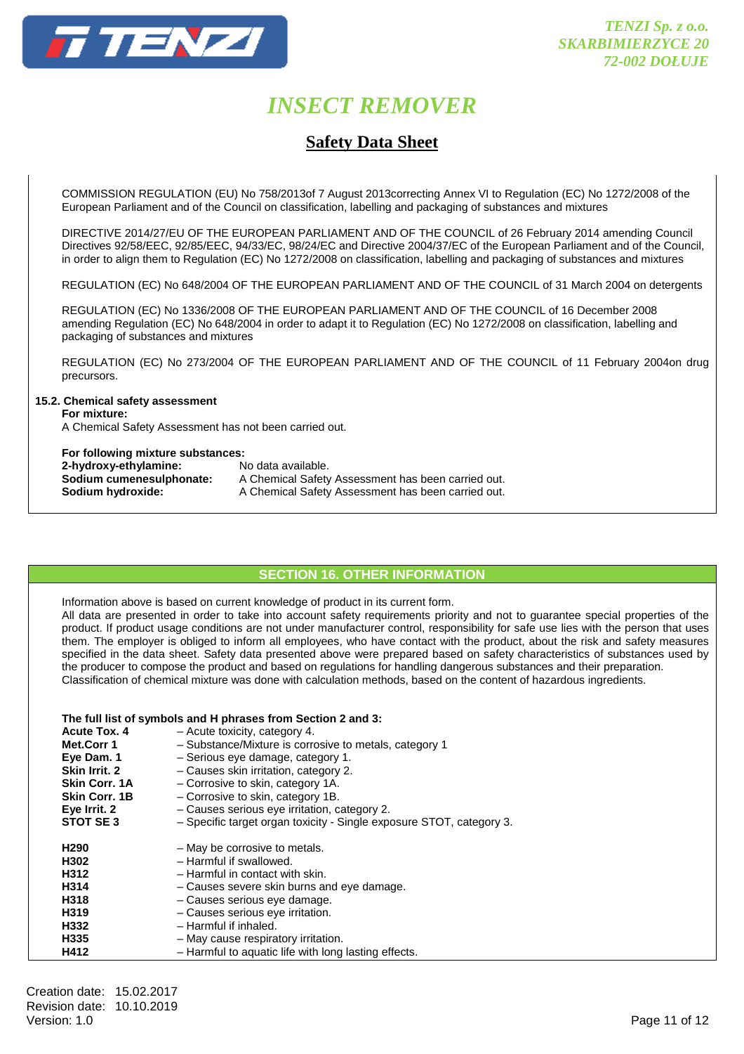COMMISSION REGULATION (EU) No 758/2013of 7 August 2013correcting Annex VI to Regulation (EC) No 1272/2008 of the European Parliament and of the Council on classification, labelling and packaging of substances and mixtures

DIRECTIVE 2014/27/EU OF THE EUROPEAN PARLIAMENT AND OF THE COUNCIL of 26 February 2014 amending Council Directives 92/58/EEC, 92/85/EEC, 94/33/EC, 98/24/EC and Directive 2004/37/EC of the European Parliament and of the Council, in order to align them to Regulation (EC) No 1272/2008 on classification, labelling and packaging of substances and mixtures

REGULATION (EC) No 648/2004 OF THE EUROPEAN PARLIAMENT AND OF THE COUNCIL of 31 March 2004 on detergents

REGULATION (EC) No 1336/2008 OF THE EUROPEAN PARLIAMENT AND OF THE COUNCIL of 16 December 2008 amending Regulation (EC) No 648/2004 in order to adapt it to Regulation (EC) No 1272/2008 on classification, labelling and packaging of substances and mixtures

REGULATION (EC) No 273/2004 OF THE EUROPEAN PARLIAMENT AND OF THE COUNCIL of 11 February 2004on drug precursors.

**15.2. Chemical safety assessment**

**For mixture:**

A Chemical Safety Assessment has not been carried out.

**For following mixture substances:**

| | |
|---|---|
| **2-hydroxy-ethylamine:** | No data available. |
| **Sodium cumenesulphonate:** | A Chemical Safety Assessment has been carried out. |
| **Sodium hydroxide:** | A Chemical Safety Assessment has been carried out. |

## SECTION 16. OTHER INFORMATION

Information above is based on current knowledge of product in its current form.
All data are presented in order to take into account safety requirements priority and not to guarantee special properties of the product. If product usage conditions are not under manufacturer control, responsibility for safe use lies with the person that uses them. The employer is obliged to inform all employees, who have contact with the product, about the risk and safety measures specified in the data sheet. Safety data presented above were prepared based on safety characteristics of substances used by the producer to compose the product and based on regulations for handling dangerous substances and their preparation.
Classification of chemical mixture was done with calculation methods, based on the content of hazardous ingredients.

**The full list of symbols and H phrases from Section 2 and 3:**

| | |
|---|---|
| **Acute Tox. 4** | – Acute toxicity, category 4. |
| **Met.Corr 1** | – Substance/Mixture is corrosive to metals, category 1 |
| **Eye Dam. 1** | – Serious eye damage, category 1. |
| **Skin Irrit. 2** | – Causes skin irritation, category 2. |
| **Skin Corr. 1A** | – Corrosive to skin, category 1A. |
| **Skin Corr. 1B** | – Corrosive to skin, category 1B. |
| **Eye Irrit. 2** | – Causes serious eye irritation, category 2. |
| **STOT SE 3** | – Specific target organ toxicity - Single exposure STOT, category 3. |

| | |
|---|---|
| **H290** | – May be corrosive to metals. |
| **H302** | – Harmful if swallowed. |
| **H312** | – Harmful in contact with skin. |
| **H314** | – Causes severe skin burns and eye damage. |
| **H318** | – Causes serious eye damage. |
| **H319** | – Causes serious eye irritation. |
| **H332** | – Harmful if inhaled. |
| **H335** | – May cause respiratory irritation. |
| **H412** | – Harmful to aquatic life with long lasting effects. |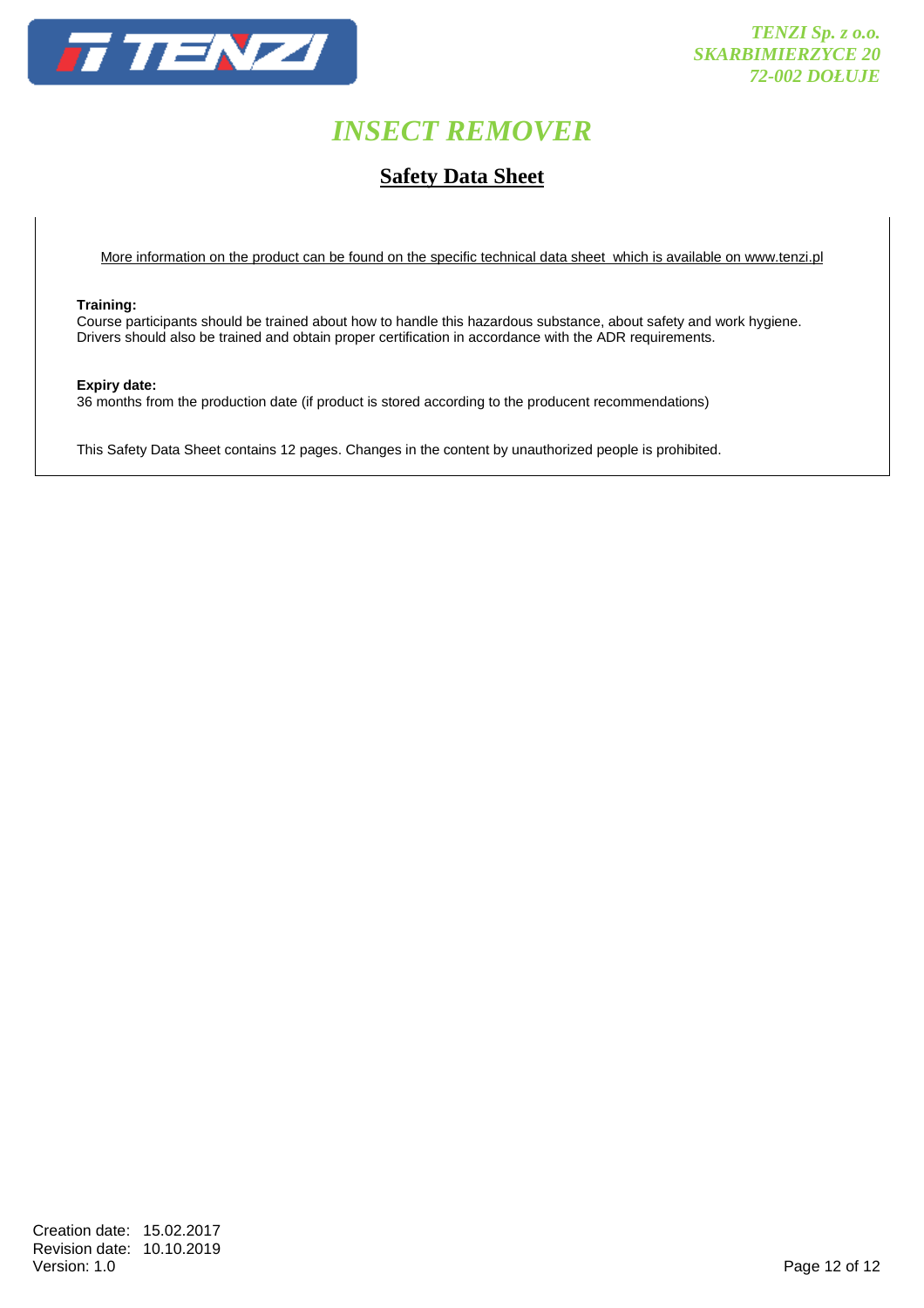More information on the product can be found on the specific technical data sheet which is available on www.tenzi.pl

**Training:**
Course participants should be trained about how to handle this hazardous substance, about safety and work hygiene. Drivers should also be trained and obtain proper certification in accordance with the ADR requirements.

**Expiry date:**
36 months from the production date (if product is stored according to the producent recommendations)

This Safety Data Sheet contains 12 pages. Changes in the content by unauthorized people is prohibited.